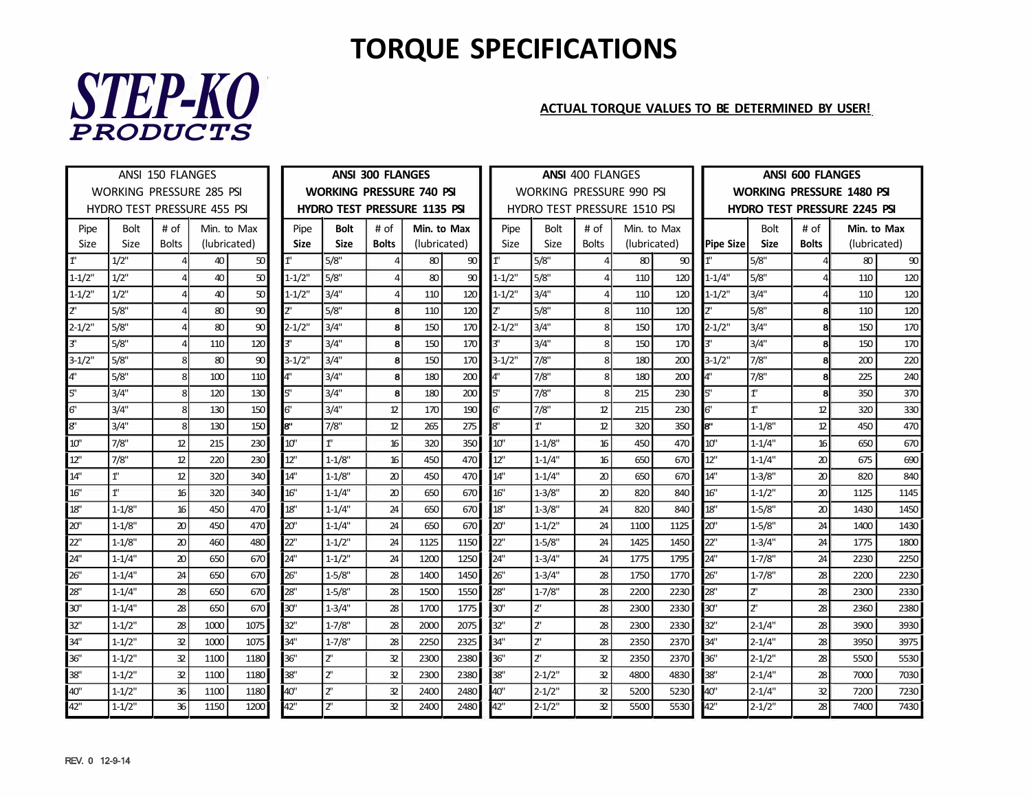# TORQUE SPECIFICATIONS

**STEP-KO PRODUCTS**

**ACTUAL TORQUE VALUES TO BE DETERMINED BY USER!**

## ANSI 150 FLANGES
WORKING PRESSURE 285 PSI
HYDRO TEST PRESSURE 455 PSI

| Pipe Size | Bolt Size | # of Bolts | Min. to Max (lubricated) | |
|---|---|---|---|---|
| 1" | 1/2" | 4 | 40 | 50 |
| 1-1/2" | 1/2" | 4 | 40 | 50 |
| 1-1/2" | 1/2" | 4 | 40 | 50 |
| 2" | 5/8" | 4 | 80 | 90 |
| 2-1/2" | 5/8" | 4 | 80 | 90 |
| 3" | 5/8" | 4 | 110 | 120 |
| 3-1/2" | 5/8" | 8 | 80 | 90 |
| 4" | 5/8" | 8 | 100 | 110 |
| 5" | 3/4" | 8 | 120 | 130 |
| 6" | 3/4" | 8 | 130 | 150 |
| 8" | 3/4" | 8 | 130 | 150 |
| 10" | 7/8" | 12 | 215 | 230 |
| 12" | 7/8" | 12 | 220 | 230 |
| 14" | 1" | 12 | 320 | 340 |
| 16" | 1" | 16 | 320 | 340 |
| 18" | 1-1/8" | 16 | 450 | 470 |
| 20" | 1-1/8" | 20 | 450 | 470 |
| 22" | 1-1/8" | 20 | 460 | 480 |
| 24" | 1-1/4" | 20 | 650 | 670 |
| 26" | 1-1/4" | 24 | 650 | 670 |
| 28" | 1-1/4" | 28 | 650 | 670 |
| 30" | 1-1/4" | 28 | 650 | 670 |
| 32" | 1-1/2" | 28 | 1000 | 1075 |
| 34" | 1-1/2" | 32 | 1000 | 1075 |
| 36" | 1-1/2" | 32 | 1100 | 1180 |
| 38" | 1-1/2" | 32 | 1100 | 1180 |
| 40" | 1-1/2" | 36 | 1100 | 1180 |
| 42" | 1-1/2" | 36 | 1150 | 1200 |

## ANSI 300 FLANGES
**WORKING PRESSURE 740 PSI**
**HYDRO TEST PRESSURE 1135 PSI**

| Pipe Size | Bolt Size | # of Bolts | Min. to Max (lubricated) | |
|---|---|---|---|---|
| 1" | 5/8" | 4 | 80 | 90 |
| 1-1/2" | 5/8" | 4 | 80 | 90 |
| 1-1/2" | 3/4" | 4 | 110 | 120 |
| 2" | 5/8" | 8 | 110 | 120 |
| 2-1/2" | 3/4" | 8 | 150 | 170 |
| 3" | 3/4" | 8 | 150 | 170 |
| 3-1/2" | 3/4" | 8 | 150 | 170 |
| 4" | 3/4" | 8 | 180 | 200 |
| 5" | 3/4" | 8 | 180 | 200 |
| 6" | 3/4" | 12 | 170 | 190 |
| 8" | 7/8" | 12 | 265 | 275 |
| 10" | 1" | 16 | 320 | 350 |
| 12" | 1-1/8" | 16 | 450 | 470 |
| 14" | 1-1/8" | 20 | 450 | 470 |
| 16" | 1-1/4" | 20 | 650 | 670 |
| 18" | 1-1/4" | 24 | 650 | 670 |
| 20" | 1-1/4" | 24 | 650 | 670 |
| 22" | 1-1/2" | 24 | 1125 | 1150 |
| 24" | 1-1/2" | 24 | 1200 | 1250 |
| 26" | 1-5/8" | 28 | 1400 | 1450 |
| 28" | 1-5/8" | 28 | 1500 | 1550 |
| 30" | 1-3/4" | 28 | 1700 | 1775 |
| 32" | 1-7/8" | 28 | 2000 | 2075 |
| 34" | 1-7/8" | 28 | 2250 | 2325 |
| 36" | 2" | 32 | 2300 | 2380 |
| 38" | 2" | 32 | 2300 | 2380 |
| 40" | 2" | 32 | 2400 | 2480 |
| 42" | 2" | 32 | 2400 | 2480 |

## ANSI 400 FLANGES
WORKING PRESSURE 990 PSI
HYDRO TEST PRESSURE 1510 PSI

| Pipe Size | Bolt Size | # of Bolts | Min. to Max (lubricated) | |
|---|---|---|---|---|
| 1" | 5/8" | 4 | 80 | 90 |
| 1-1/2" | 5/8" | 4 | 110 | 120 |
| 1-1/2" | 3/4" | 4 | 110 | 120 |
| 2" | 5/8" | 8 | 110 | 120 |
| 2-1/2" | 3/4" | 8 | 150 | 170 |
| 3" | 3/4" | 8 | 150 | 170 |
| 3-1/2" | 7/8" | 8 | 180 | 200 |
| 4" | 7/8" | 8 | 180 | 200 |
| 5" | 7/8" | 8 | 215 | 230 |
| 6" | 7/8" | 12 | 215 | 230 |
| 8" | 1" | 12 | 320 | 350 |
| 10" | 1-1/8" | 16 | 450 | 470 |
| 12" | 1-1/4" | 16 | 650 | 670 |
| 14" | 1-1/4" | 20 | 650 | 670 |
| 16" | 1-3/8" | 20 | 820 | 840 |
| 18" | 1-3/8" | 24 | 820 | 840 |
| 20" | 1-1/2" | 24 | 1100 | 1125 |
| 22" | 1-5/8" | 24 | 1425 | 1450 |
| 24" | 1-3/4" | 24 | 1775 | 1795 |
| 26" | 1-3/4" | 28 | 1750 | 1770 |
| 28" | 1-7/8" | 28 | 2200 | 2230 |
| 30" | 2" | 28 | 2300 | 2330 |
| 32" | 2" | 28 | 2300 | 2330 |
| 34" | 2" | 28 | 2350 | 2370 |
| 36" | 2" | 32 | 2350 | 2370 |
| 38" | 2-1/2" | 32 | 4800 | 4830 |
| 40" | 2-1/2" | 32 | 5200 | 5230 |
| 42" | 2-1/2" | 32 | 5500 | 5530 |

## ANSI 600 FLANGES
**WORKING PRESSURE 1480 PSI**
**HYDRO TEST PRESSURE 2245 PSI**

| Pipe Size | Bolt Size | # of Bolts | Min. to Max (lubricated) | |
|---|---|---|---|---|
| 1" | 5/8" | 4 | 80 | 90 |
| 1-1/4" | 5/8" | 4 | 110 | 120 |
| 1-1/2" | 3/4" | 4 | 110 | 120 |
| 2" | 5/8" | 8 | 110 | 120 |
| 2-1/2" | 3/4" | 8 | 150 | 170 |
| 3" | 3/4" | 8 | 150 | 170 |
| 3-1/2" | 7/8" | 8 | 200 | 220 |
| 4" | 7/8" | 8 | 225 | 240 |
| 5" | 1" | 8 | 350 | 370 |
| 6" | 1" | 12 | 320 | 330 |
| 8" | 1-1/8" | 12 | 450 | 470 |
| 10" | 1-1/4" | 16 | 650 | 670 |
| 12" | 1-1/4" | 20 | 675 | 690 |
| 14" | 1-3/8" | 20 | 820 | 840 |
| 16" | 1-1/2" | 20 | 1125 | 1145 |
| 18" | 1-5/8" | 20 | 1430 | 1450 |
| 20" | 1-5/8" | 24 | 1400 | 1430 |
| 22" | 1-3/4" | 24 | 1775 | 1800 |
| 24" | 1-7/8" | 24 | 2230 | 2250 |
| 26" | 1-7/8" | 28 | 2200 | 2230 |
| 28" | 2" | 28 | 2300 | 2330 |
| 30" | 2" | 28 | 2360 | 2380 |
| 32" | 2-1/4" | 28 | 3900 | 3930 |
| 34" | 2-1/4" | 28 | 3950 | 3975 |
| 36" | 2-1/2" | 28 | 5500 | 5530 |
| 38" | 2-1/4" | 28 | 7000 | 7030 |
| 40" | 2-1/4" | 32 | 7200 | 7230 |
| 42" | 2-1/2" | 28 | 7400 | 7430 |

REV. 0 12-9-14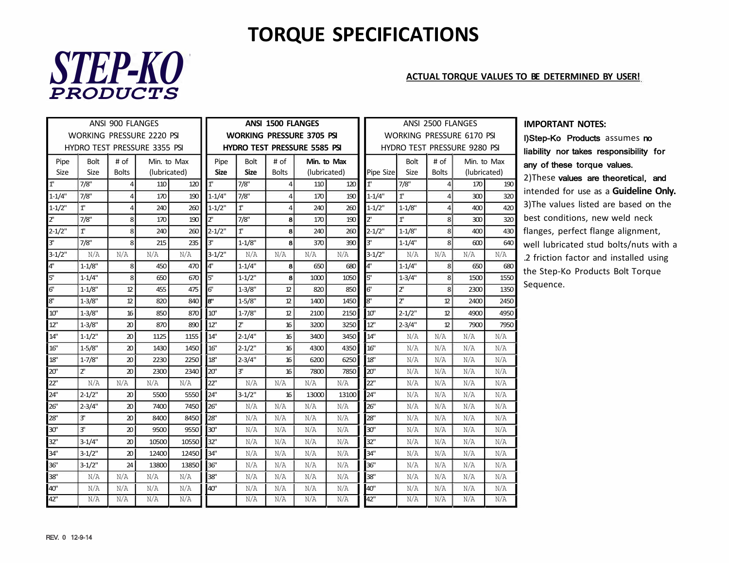# TORQUE SPECIFICATIONS

**STEP-KO PRODUCTS**

**ACTUAL TORQUE VALUES TO BE DETERMINED BY USER!**

| ANSI 900 FLANGES WORKING PRESSURE 2220 PSI HYDRO TEST PRESSURE 3355 PSI | | | | | ANSI 1500 FLANGES WORKING PRESSURE 3705 PSI HYDRO TEST PRESSURE 5585 PSI | | | | | ANSI 2500 FLANGES WORKING PRESSURE 6170 PSI HYDRO TEST PRESSURE 9280 PSI | | | | |
|---|---|---|---|---|---|---|---|---|---|---|---|---|---|---|
| Pipe Size | Bolt Size | # of Bolts | Min. to Max (lubricated) | | Pipe Size | Bolt Size | # of Bolts | Min. to Max (lubricated) | | Pipe Size | Bolt Size | # of Bolts | Min. to Max (lubricated) | |
| 1" | 7/8" | 4 | 110 | 120 | 1" | 7/8" | 4 | 110 | 120 | 1" | 7/8" | 4 | 170 | 190 |
| 1-1/4" | 7/8" | 4 | 170 | 190 | 1-1/4" | 7/8" | 4 | 170 | 190 | 1-1/4" | 1" | 4 | 300 | 320 |
| 1-1/2" | 1" | 4 | 240 | 260 | 1-1/2" | 1" | 4 | 240 | 260 | 1-1/2" | 1-1/8" | 4 | 400 | 420 |
| 2" | 7/8" | 8 | 170 | 190 | 2" | 7/8" | 8 | 170 | 190 | 2" | 1" | 8 | 300 | 320 |
| 2-1/2" | 1" | 8 | 240 | 260 | 2-1/2" | 1" | 8 | 240 | 260 | 2-1/2" | 1-1/8" | 8 | 400 | 430 |
| 3" | 7/8" | 8 | 215 | 235 | 3" | 1-1/8" | 8 | 370 | 390 | 3" | 1-1/4" | 8 | 600 | 640 |
| 3-1/2" | N/A | N/A | N/A | N/A | 3-1/2" | N/A | N/A | N/A | N/A | 3-1/2" | N/A | N/A | N/A | N/A |
| 4" | 1-1/8" | 8 | 450 | 470 | 4" | 1-1/4" | 8 | 650 | 680 | 4" | 1-1/4" | 8 | 650 | 680 |
| 5" | 1-1/4" | 8 | 650 | 670 | 5" | 1-1/2" | 8 | 1000 | 1050 | 5" | 1-3/4" | 8 | 1500 | 1550 |
| 6" | 1-1/8" | 12 | 455 | 475 | 6" | 1-3/8" | 12 | 820 | 850 | 6" | 2" | 8 | 2300 | 1350 |
| 8" | 1-3/8" | 12 | 820 | 840 | 8" | 1-5/8" | 12 | 1400 | 1450 | 8" | 2" | 12 | 2400 | 2450 |
| 10" | 1-3/8" | 16 | 850 | 870 | 10" | 1-7/8" | 12 | 2100 | 2150 | 10" | 2-1/2" | 12 | 4900 | 4950 |
| 12" | 1-3/8" | 20 | 870 | 890 | 12" | 2" | 16 | 3200 | 3250 | 12" | 2-3/4" | 12 | 7900 | 7950 |
| 14" | 1-1/2" | 20 | 1125 | 1155 | 14" | 2-1/4" | 16 | 3400 | 3450 | 14" | N/A | N/A | N/A | N/A |
| 16" | 1-5/8" | 20 | 1430 | 1450 | 16" | 2-1/2" | 16 | 4300 | 4350 | 16" | N/A | N/A | N/A | N/A |
| 18" | 1-7/8" | 20 | 2230 | 2250 | 18" | 2-3/4" | 16 | 6200 | 6250 | 18" | N/A | N/A | N/A | N/A |
| 20" | 2" | 20 | 2300 | 2340 | 20" | 3" | 16 | 7800 | 7850 | 20" | N/A | N/A | N/A | N/A |
| 22" | N/A | N/A | N/A | N/A | 22" | N/A | N/A | N/A | N/A | 22" | N/A | N/A | N/A | N/A |
| 24" | 2-1/2" | 20 | 5500 | 5550 | 24" | 3-1/2" | 16 | 13000 | 13100 | 24" | N/A | N/A | N/A | N/A |
| 26" | 2-3/4" | 20 | 7400 | 7450 | 26" | N/A | N/A | N/A | N/A | 26" | N/A | N/A | N/A | N/A |
| 28" | 3" | 20 | 8400 | 8450 | 28" | N/A | N/A | N/A | N/A | 28" | N/A | N/A | N/A | N/A |
| 30" | 3" | 20 | 9500 | 9550 | 30" | N/A | N/A | N/A | N/A | 30" | N/A | N/A | N/A | N/A |
| 32" | 3-1/4" | 20 | 10500 | 10550 | 32" | N/A | N/A | N/A | N/A | 32" | N/A | N/A | N/A | N/A |
| 34" | 3-1/2" | 20 | 12400 | 12450 | 34" | N/A | N/A | N/A | N/A | 34" | N/A | N/A | N/A | N/A |
| 36" | 3-1/2" | 24 | 13800 | 13850 | 36" | N/A | N/A | N/A | N/A | 36" | N/A | N/A | N/A | N/A |
| 38" | N/A | N/A | N/A | N/A | 38" | N/A | N/A | N/A | N/A | 38" | N/A | N/A | N/A | N/A |
| 40" | N/A | N/A | N/A | N/A | 40" | N/A | N/A | N/A | N/A | 40" | N/A | N/A | N/A | N/A |
| 42" | N/A | N/A | N/A | N/A | | N/A | N/A | N/A | N/A | 42" | N/A | N/A | N/A | N/A |

**IMPORTANT NOTES:**

1)**Step-Ko Products** assumes **no liability nor takes responsibility for any of these torque values.**

2)These **values are theoretical, and** intended for use as a **Guideline Only.**

3)The values listed are based on the best conditions, new weld neck flanges, perfect flange alignment, well lubricated stud bolts/nuts with a .2 friction factor and installed using the Step-Ko Products Bolt Torque Sequence.

REV. 0 12-9-14